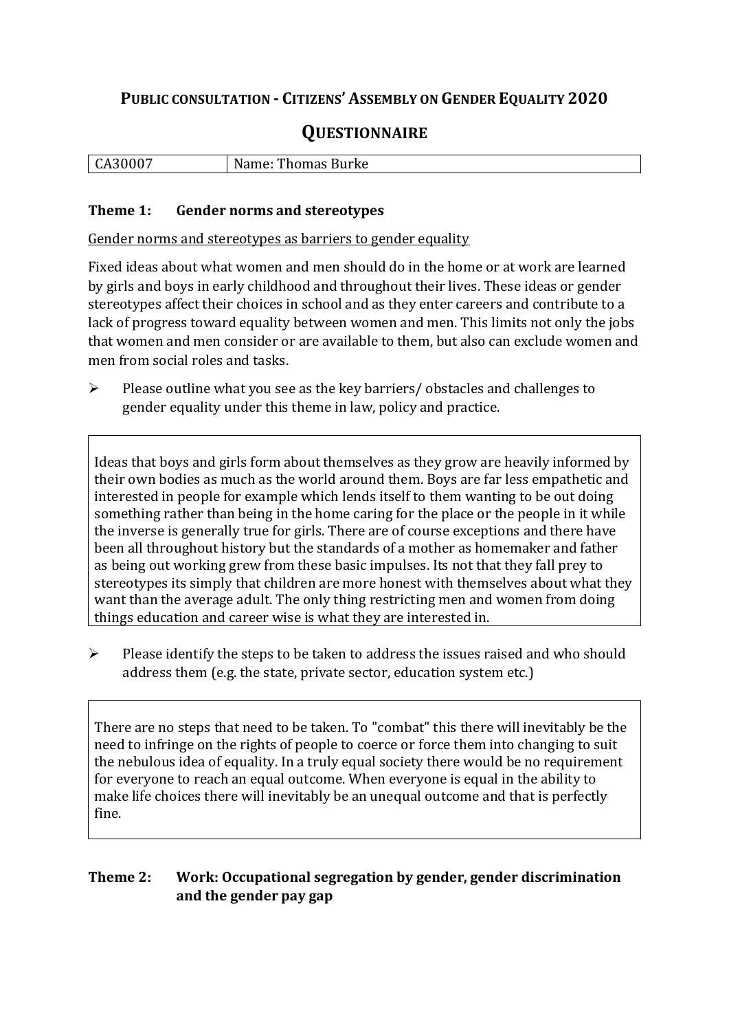# Public consultation - Citizens' Assembly on Gender Equality 2020

## Questionnaire

| CA30007 | Name: Thomas Burke |
| --- | --- |

### Theme 1: Gender norms and stereotypes

Gender norms and stereotypes as barriers to gender equality

Fixed ideas about what women and men should do in the home or at work are learned by girls and boys in early childhood and throughout their lives. These ideas or gender stereotypes affect their choices in school and as they enter careers and contribute to a lack of progress toward equality between women and men. This limits not only the jobs that women and men consider or are available to them, but also can exclude women and men from social roles and tasks.

- Please outline what you see as the key barriers/ obstacles and challenges to gender equality under this theme in law, policy and practice.

Ideas that boys and girls form about themselves as they grow are heavily informed by their own bodies as much as the world around them. Boys are far less empathetic and interested in people for example which lends itself to them wanting to be out doing something rather than being in the home caring for the place or the people in it while the inverse is generally true for girls. There are of course exceptions and there have been all throughout history but the standards of a mother as homemaker and father as being out working grew from these basic impulses. Its not that they fall prey to stereotypes its simply that children are more honest with themselves about what they want than the average adult. The only thing restricting men and women from doing things education and career wise is what they are interested in.

- Please identify the steps to be taken to address the issues raised and who should address them (e.g. the state, private sector, education system etc.)

There are no steps that need to be taken. To "combat" this there will inevitably be the need to infringe on the rights of people to coerce or force them into changing to suit the nebulous idea of equality. In a truly equal society there would be no requirement for everyone to reach an equal outcome. When everyone is equal in the ability to make life choices there will inevitably be an unequal outcome and that is perfectly fine.

### Theme 2: Work: Occupational segregation by gender, gender discrimination and the gender pay gap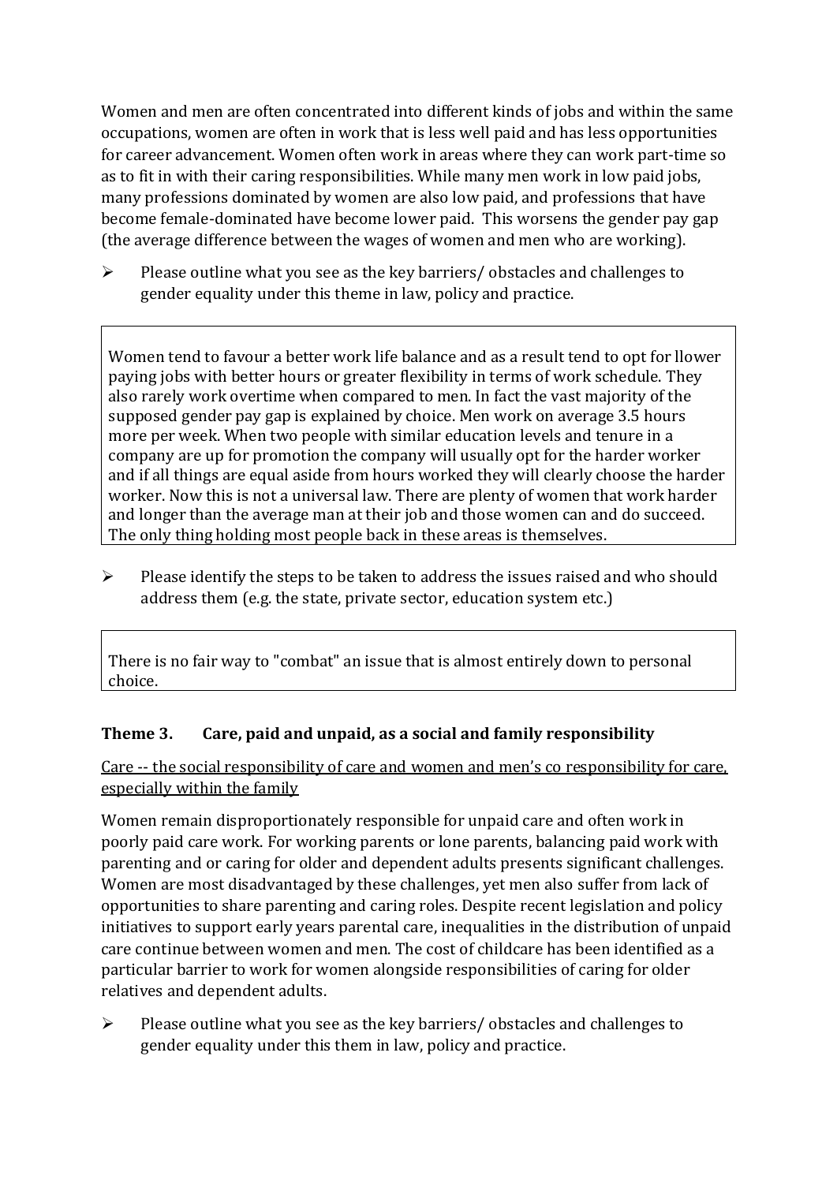Women and men are often concentrated into different kinds of jobs and within the same occupations, women are often in work that is less well paid and has less opportunities for career advancement. Women often work in areas where they can work part-time so as to fit in with their caring responsibilities. While many men work in low paid jobs, many professions dominated by women are also low paid, and professions that have become female-dominated have become lower paid. This worsens the gender pay gap (the average difference between the wages of women and men who are working).

- Please outline what you see as the key barriers/ obstacles and challenges to gender equality under this theme in law, policy and practice.

> Women tend to favour a better work life balance and as a result tend to opt for llower paying jobs with better hours or greater flexibility in terms of work schedule. They also rarely work overtime when compared to men. In fact the vast majority of the supposed gender pay gap is explained by choice. Men work on average 3.5 hours more per week. When two people with similar education levels and tenure in a company are up for promotion the company will usually opt for the harder worker and if all things are equal aside from hours worked they will clearly choose the harder worker. Now this is not a universal law. There are plenty of women that work harder and longer than the average man at their job and those women can and do succeed. The only thing holding most people back in these areas is themselves.

- Please identify the steps to be taken to address the issues raised and who should address them (e.g. the state, private sector, education system etc.)

> There is no fair way to "combat" an issue that is almost entirely down to personal choice.

### Theme 3. Care, paid and unpaid, as a social and family responsibility

Care -- the social responsibility of care and women and men's co responsibility for care, especially within the family

Women remain disproportionately responsible for unpaid care and often work in poorly paid care work. For working parents or lone parents, balancing paid work with parenting and or caring for older and dependent adults presents significant challenges. Women are most disadvantaged by these challenges, yet men also suffer from lack of opportunities to share parenting and caring roles. Despite recent legislation and policy initiatives to support early years parental care, inequalities in the distribution of unpaid care continue between women and men. The cost of childcare has been identified as a particular barrier to work for women alongside responsibilities of caring for older relatives and dependent adults.

- Please outline what you see as the key barriers/ obstacles and challenges to gender equality under this them in law, policy and practice.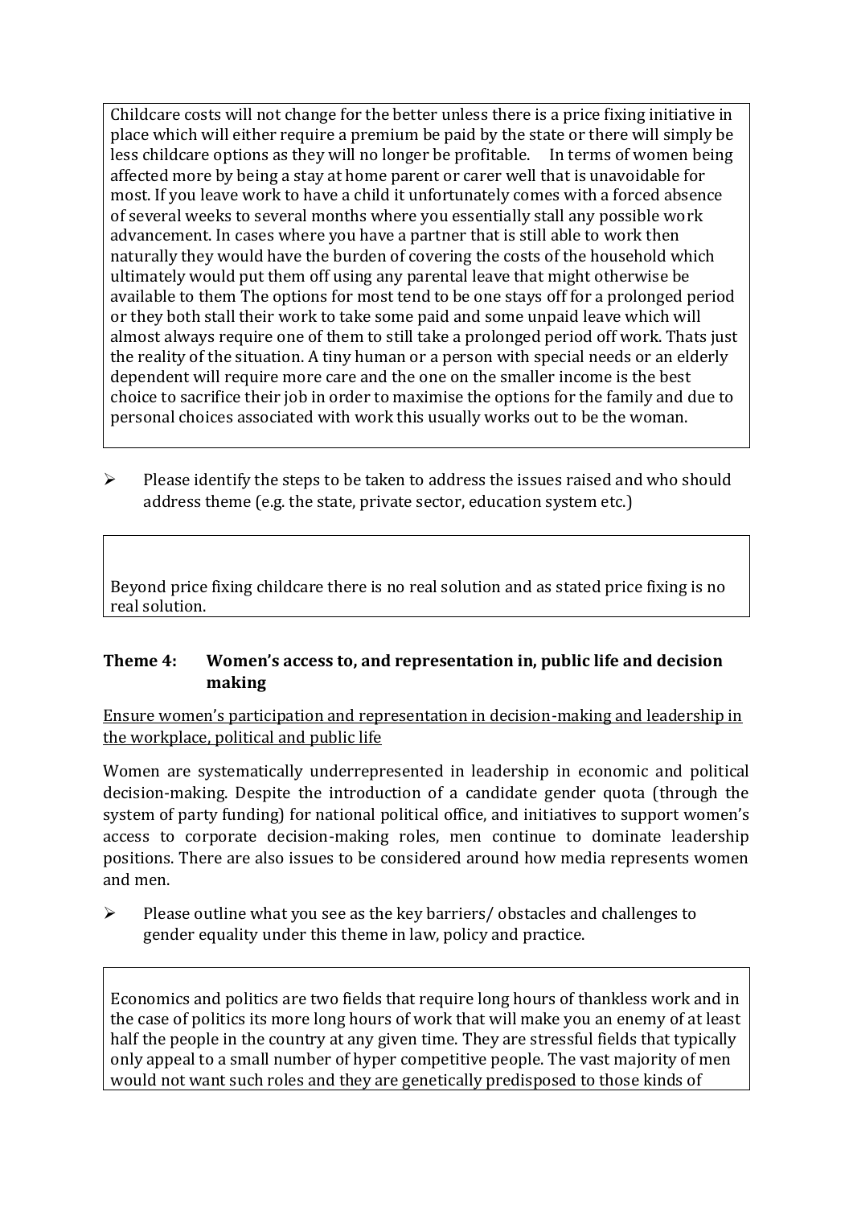Childcare costs will not change for the better unless there is a price fixing initiative in place which will either require a premium be paid by the state or there will simply be less childcare options as they will no longer be profitable.     In terms of women being affected more by being a stay at home parent or carer well that is unavoidable for most. If you leave work to have a child it unfortunately comes with a forced absence of several weeks to several months where you essentially stall any possible work advancement. In cases where you have a partner that is still able to work then naturally they would have the burden of covering the costs of the household which ultimately would put them off using any parental leave that might otherwise be available to them The options for most tend to be one stays off for a prolonged period or they both stall their work to take some paid and some unpaid leave which will almost always require one of them to still take a prolonged period off work. Thats just the reality of the situation. A tiny human or a person with special needs or an elderly dependent will require more care and the one on the smaller income is the best choice to sacrifice their job in order to maximise the options for the family and due to personal choices associated with work this usually works out to be the woman.

- Please identify the steps to be taken to address the issues raised and who should address theme (e.g. the state, private sector, education system etc.)

Beyond price fixing childcare there is no real solution and as stated price fixing is no real solution.

### Theme 4: Women's access to, and representation in, public life and decision making

Ensure women's participation and representation in decision-making and leadership in the workplace, political and public life

Women are systematically underrepresented in leadership in economic and political decision-making. Despite the introduction of a candidate gender quota (through the system of party funding) for national political office, and initiatives to support women's access to corporate decision-making roles, men continue to dominate leadership positions. There are also issues to be considered around how media represents women and men.

- Please outline what you see as the key barriers/ obstacles and challenges to gender equality under this theme in law, policy and practice.

Economics and politics are two fields that require long hours of thankless work and in the case of politics its more long hours of work that will make you an enemy of at least half the people in the country at any given time. They are stressful fields that typically only appeal to a small number of hyper competitive people. The vast majority of men would not want such roles and they are genetically predisposed to those kinds of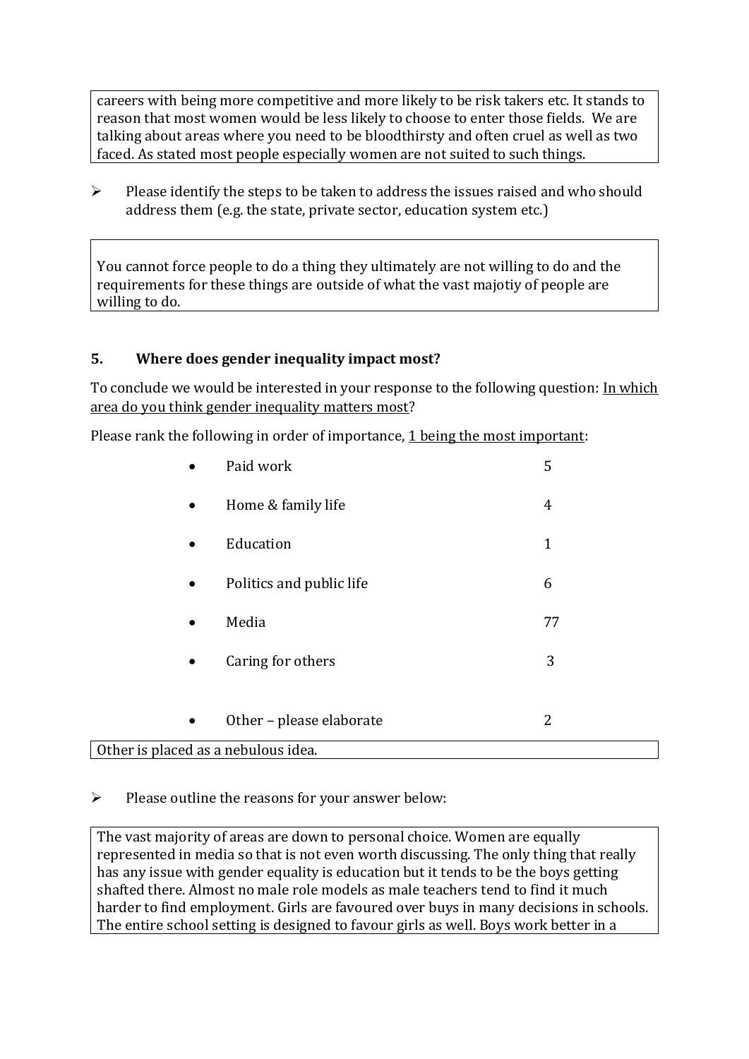careers with being more competitive and more likely to be risk takers etc. It stands to reason that most women would be less likely to choose to enter those fields. We are talking about areas where you need to be bloodthirsty and often cruel as well as two faced. As stated most people especially women are not suited to such things.

- Please identify the steps to be taken to address the issues raised and who should address them (e.g. the state, private sector, education system etc.)

You cannot force people to do a thing they ultimately are not willing to do and the requirements for these things are outside of what the vast majotiy of people are willing to do.

## 5. Where does gender inequality impact most?

To conclude we would be interested in your response to the following question: In which area do you think gender inequality matters most?

Please rank the following in order of importance, 1 being the most important:

| | |
|---|---|
| • Paid work | 5 |
| • Home & family life | 4 |
| • Education | 1 |
| • Politics and public life | 6 |
| • Media | 77 |
| • Caring for others | 3 |
| • Other – please elaborate | 2 |

Other is placed as a nebulous idea.

- Please outline the reasons for your answer below:

The vast majority of areas are down to personal choice. Women are equally represented in media so that is not even worth discussing. The only thing that really has any issue with gender equality is education but it tends to be the boys getting shafted there. Almost no male role models as male teachers tend to find it much harder to find employment. Girls are favoured over buys in many decisions in schools. The entire school setting is designed to favour girls as well. Boys work better in a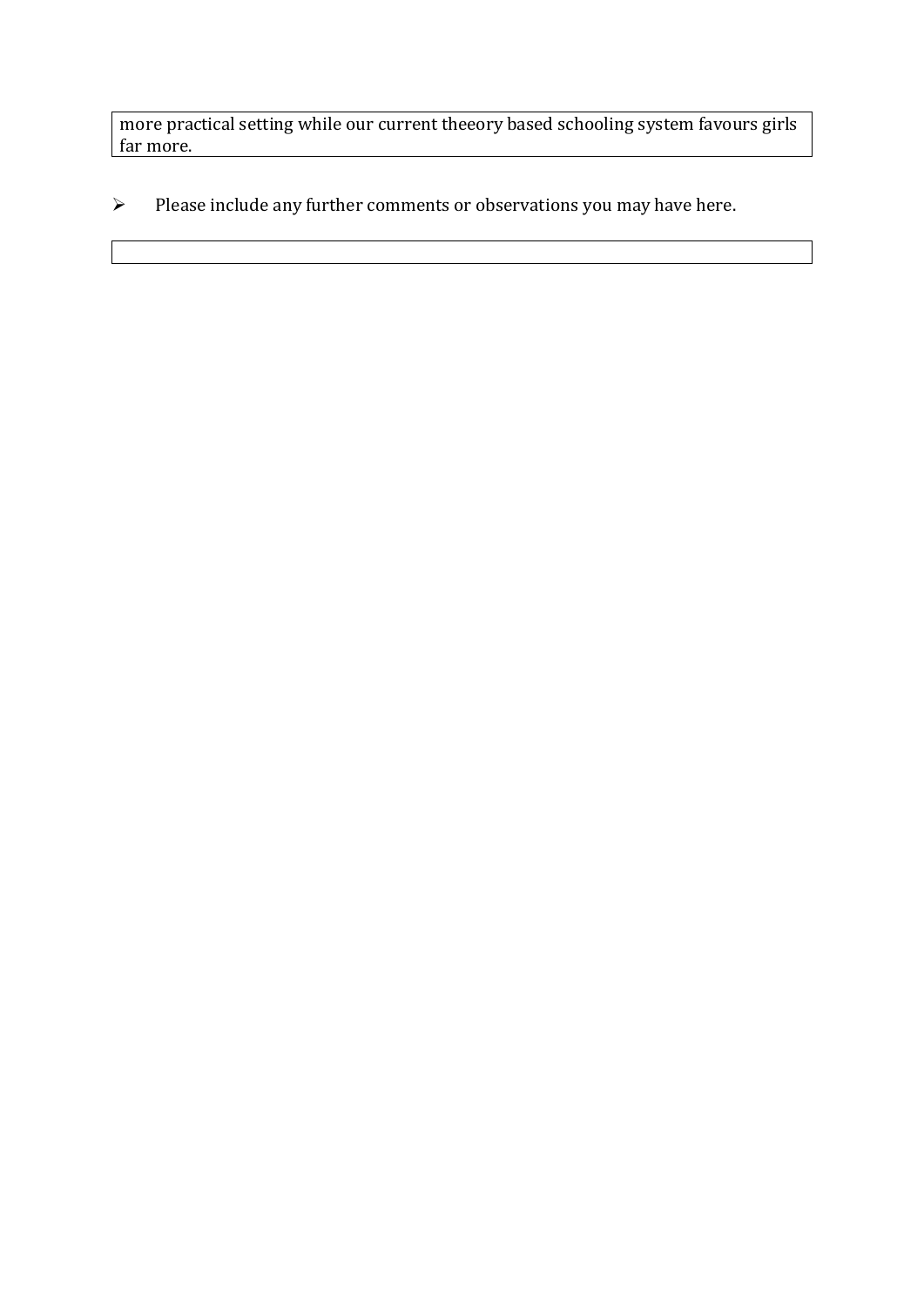more practical setting while our current theeory based schooling system favours girls far more.

- Please include any further comments or observations you may have here.